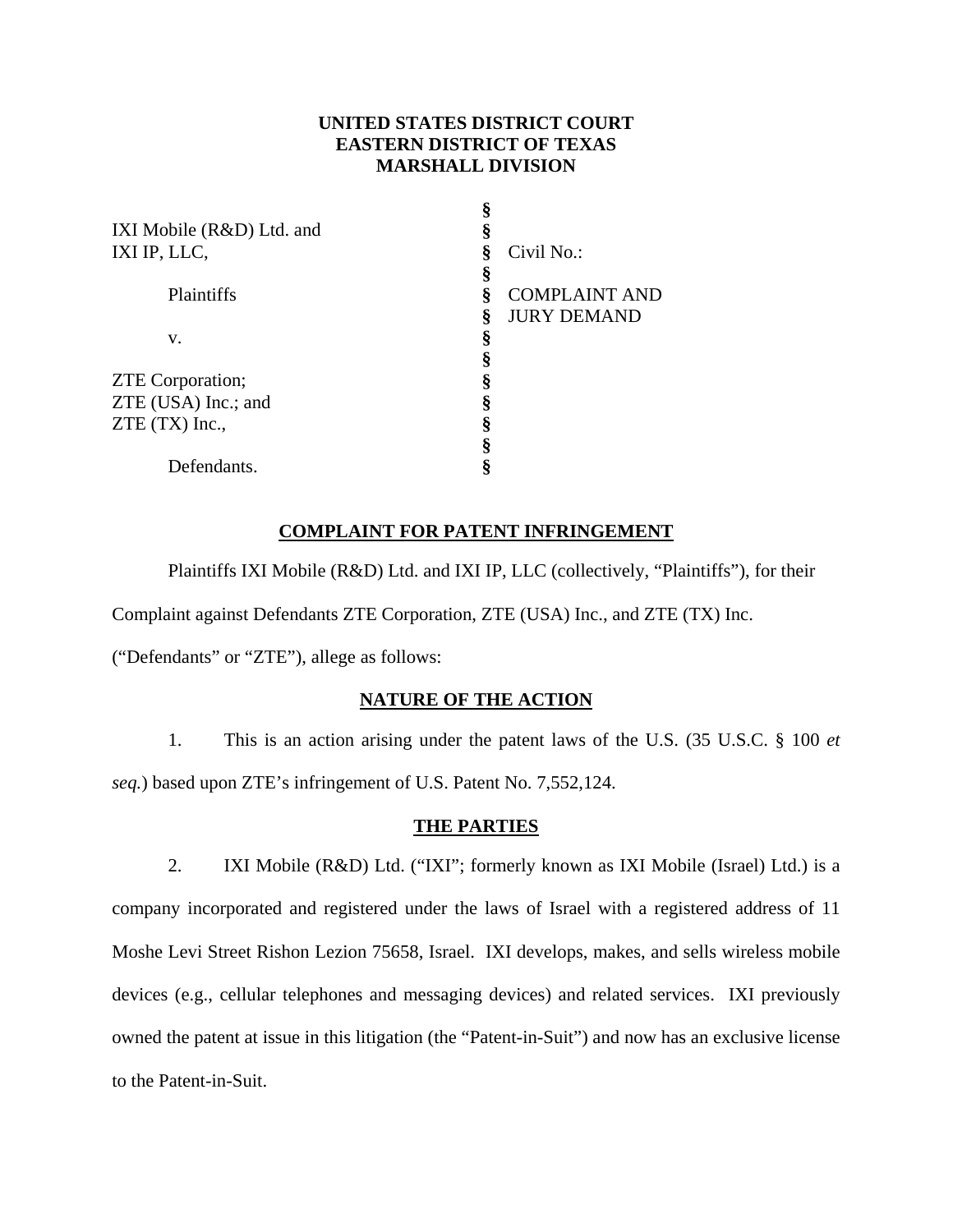**UNITED STATES DISTRICT COURT**
**EASTERN DISTRICT OF TEXAS**
**MARSHALL DIVISION**

| | | |
|---|---|---|
| IXI Mobile (R&D) Ltd. and IXI IP, LLC, | § | Civil No.: |
| Plaintiffs | § | COMPLAINT AND JURY DEMAND |
| v. | § | |
| ZTE Corporation; ZTE (USA) Inc.; and ZTE (TX) Inc., | § | |
| Defendants. | § | |

## COMPLAINT FOR PATENT INFRINGEMENT

Plaintiffs IXI Mobile (R&D) Ltd. and IXI IP, LLC (collectively, "Plaintiffs"), for their Complaint against Defendants ZTE Corporation, ZTE (USA) Inc., and ZTE (TX) Inc. ("Defendants" or "ZTE"), allege as follows:

## NATURE OF THE ACTION

1. This is an action arising under the patent laws of the U.S. (35 U.S.C. § 100 *et seq.*) based upon ZTE's infringement of U.S. Patent No. 7,552,124.

## THE PARTIES

2. IXI Mobile (R&D) Ltd. ("IXI"; formerly known as IXI Mobile (Israel) Ltd.) is a company incorporated and registered under the laws of Israel with a registered address of 11 Moshe Levi Street Rishon Lezion 75658, Israel. IXI develops, makes, and sells wireless mobile devices (e.g., cellular telephones and messaging devices) and related services. IXI previously owned the patent at issue in this litigation (the "Patent-in-Suit") and now has an exclusive license to the Patent-in-Suit.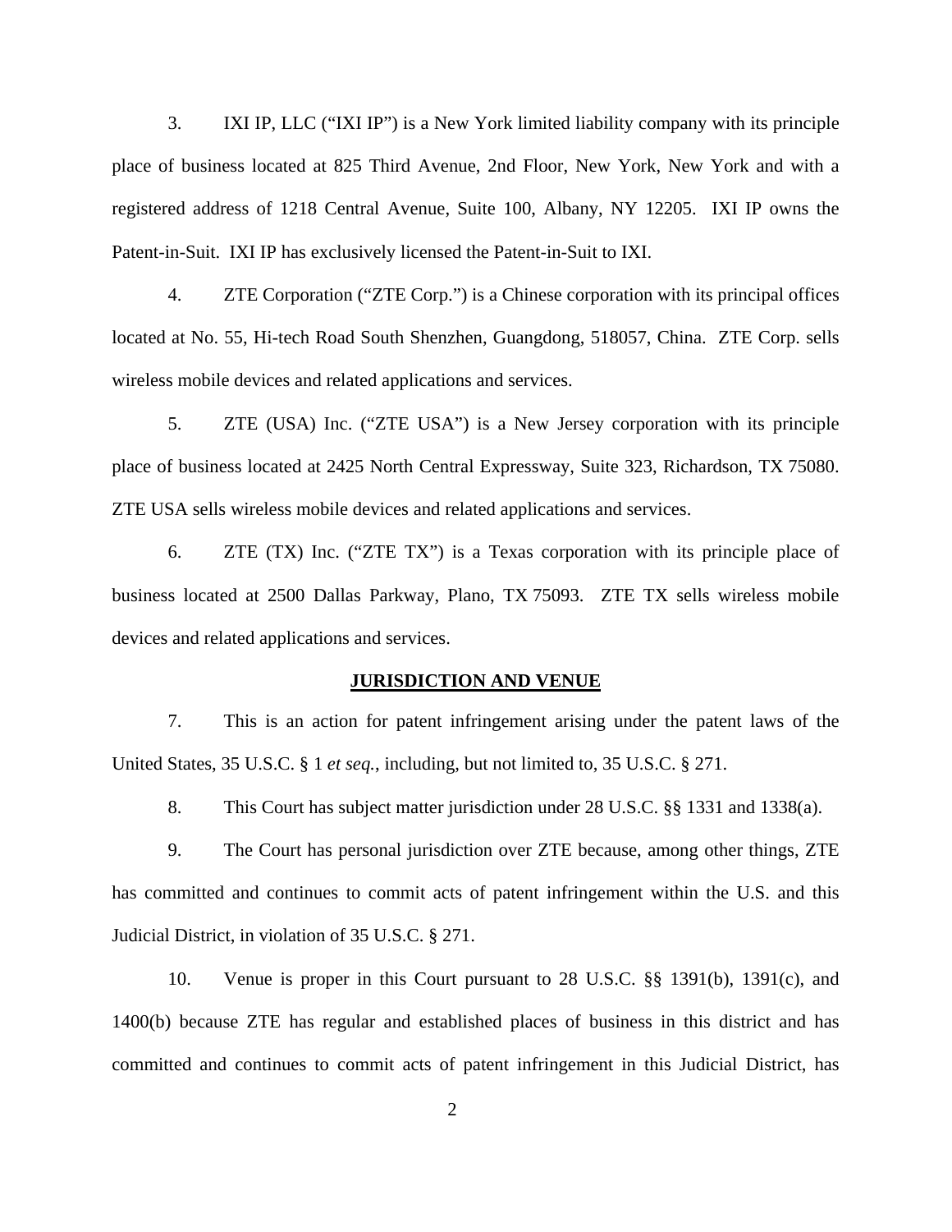3. IXI IP, LLC ("IXI IP") is a New York limited liability company with its principle place of business located at 825 Third Avenue, 2nd Floor, New York, New York and with a registered address of 1218 Central Avenue, Suite 100, Albany, NY 12205. IXI IP owns the Patent-in-Suit. IXI IP has exclusively licensed the Patent-in-Suit to IXI.

4. ZTE Corporation ("ZTE Corp.") is a Chinese corporation with its principal offices located at No. 55, Hi-tech Road South Shenzhen, Guangdong, 518057, China. ZTE Corp. sells wireless mobile devices and related applications and services.

5. ZTE (USA) Inc. ("ZTE USA") is a New Jersey corporation with its principle place of business located at 2425 North Central Expressway, Suite 323, Richardson, TX 75080. ZTE USA sells wireless mobile devices and related applications and services.

6. ZTE (TX) Inc. ("ZTE TX") is a Texas corporation with its principle place of business located at 2500 Dallas Parkway, Plano, TX 75093. ZTE TX sells wireless mobile devices and related applications and services.

## JURISDICTION AND VENUE

7. This is an action for patent infringement arising under the patent laws of the United States, 35 U.S.C. § 1 *et seq.*, including, but not limited to, 35 U.S.C. § 271.

8. This Court has subject matter jurisdiction under 28 U.S.C. §§ 1331 and 1338(a).

9. The Court has personal jurisdiction over ZTE because, among other things, ZTE has committed and continues to commit acts of patent infringement within the U.S. and this Judicial District, in violation of 35 U.S.C. § 271.

10. Venue is proper in this Court pursuant to 28 U.S.C. §§ 1391(b), 1391(c), and 1400(b) because ZTE has regular and established places of business in this district and has committed and continues to commit acts of patent infringement in this Judicial District, has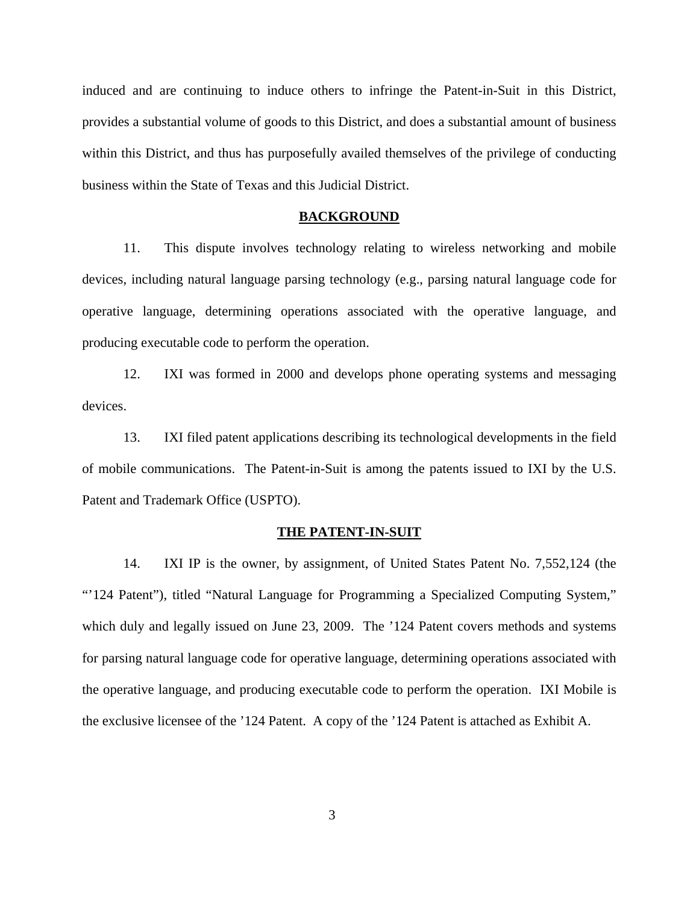induced and are continuing to induce others to infringe the Patent-in-Suit in this District, provides a substantial volume of goods to this District, and does a substantial amount of business within this District, and thus has purposefully availed themselves of the privilege of conducting business within the State of Texas and this Judicial District.

## BACKGROUND

11. This dispute involves technology relating to wireless networking and mobile devices, including natural language parsing technology (e.g., parsing natural language code for operative language, determining operations associated with the operative language, and producing executable code to perform the operation.

12. IXI was formed in 2000 and develops phone operating systems and messaging devices.

13. IXI filed patent applications describing its technological developments in the field of mobile communications. The Patent-in-Suit is among the patents issued to IXI by the U.S. Patent and Trademark Office (USPTO).

## THE PATENT-IN-SUIT

14. IXI IP is the owner, by assignment, of United States Patent No. 7,552,124 (the "'124 Patent"), titled "Natural Language for Programming a Specialized Computing System," which duly and legally issued on June 23, 2009. The '124 Patent covers methods and systems for parsing natural language code for operative language, determining operations associated with the operative language, and producing executable code to perform the operation. IXI Mobile is the exclusive licensee of the '124 Patent. A copy of the '124 Patent is attached as Exhibit A.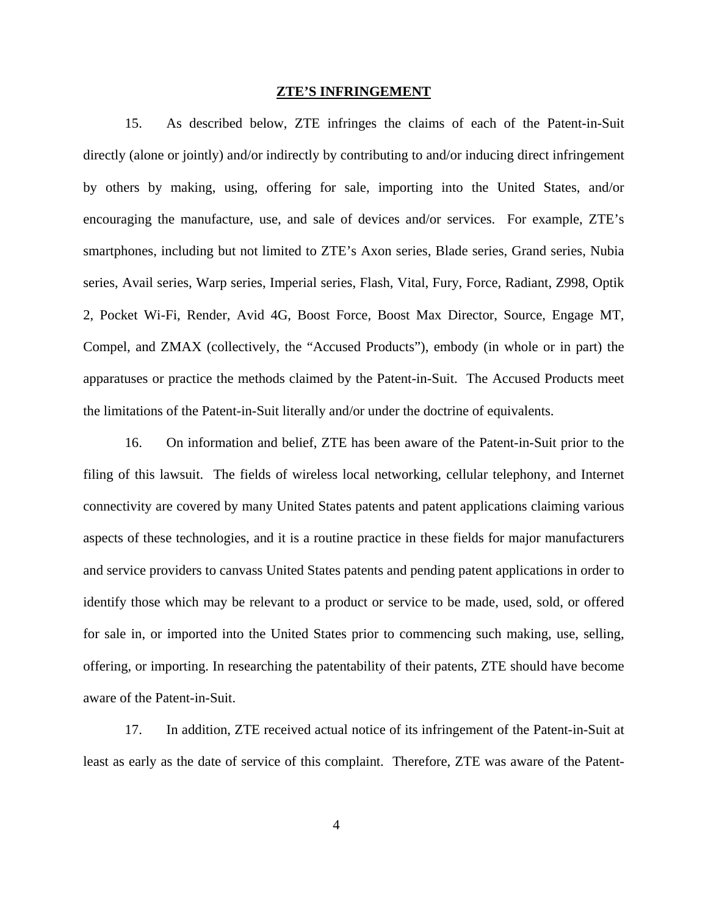## ZTE'S INFRINGEMENT

15. As described below, ZTE infringes the claims of each of the Patent-in-Suit directly (alone or jointly) and/or indirectly by contributing to and/or inducing direct infringement by others by making, using, offering for sale, importing into the United States, and/or encouraging the manufacture, use, and sale of devices and/or services. For example, ZTE's smartphones, including but not limited to ZTE's Axon series, Blade series, Grand series, Nubia series, Avail series, Warp series, Imperial series, Flash, Vital, Fury, Force, Radiant, Z998, Optik 2, Pocket Wi-Fi, Render, Avid 4G, Boost Force, Boost Max Director, Source, Engage MT, Compel, and ZMAX (collectively, the "Accused Products"), embody (in whole or in part) the apparatuses or practice the methods claimed by the Patent-in-Suit. The Accused Products meet the limitations of the Patent-in-Suit literally and/or under the doctrine of equivalents.

16. On information and belief, ZTE has been aware of the Patent-in-Suit prior to the filing of this lawsuit. The fields of wireless local networking, cellular telephony, and Internet connectivity are covered by many United States patents and patent applications claiming various aspects of these technologies, and it is a routine practice in these fields for major manufacturers and service providers to canvass United States patents and pending patent applications in order to identify those which may be relevant to a product or service to be made, used, sold, or offered for sale in, or imported into the United States prior to commencing such making, use, selling, offering, or importing. In researching the patentability of their patents, ZTE should have become aware of the Patent-in-Suit.

17. In addition, ZTE received actual notice of its infringement of the Patent-in-Suit at least as early as the date of service of this complaint. Therefore, ZTE was aware of the Patent-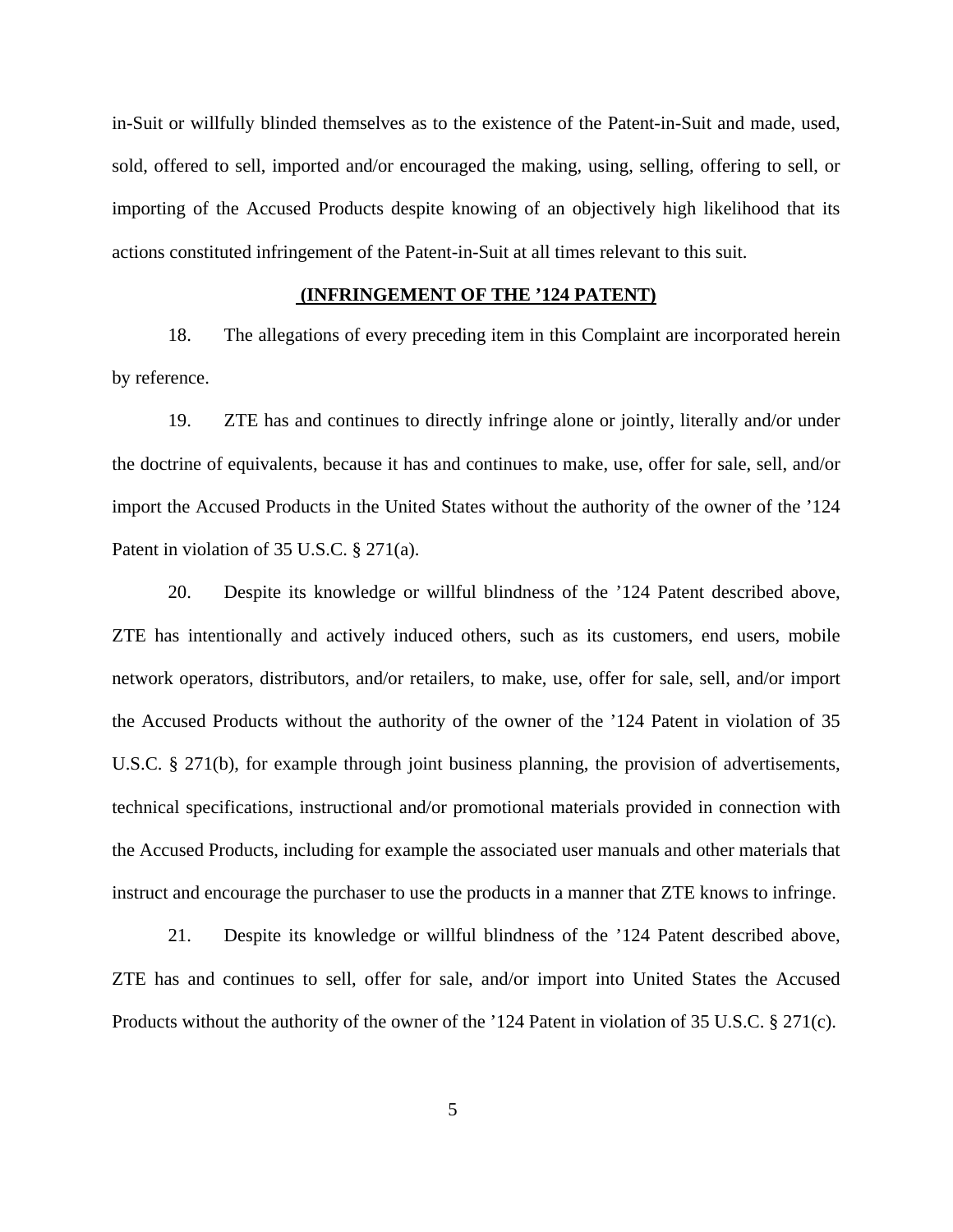in-Suit or willfully blinded themselves as to the existence of the Patent-in-Suit and made, used, sold, offered to sell, imported and/or encouraged the making, using, selling, offering to sell, or importing of the Accused Products despite knowing of an objectively high likelihood that its actions constituted infringement of the Patent-in-Suit at all times relevant to this suit.

**(INFRINGEMENT OF THE ’124 PATENT)**

18. The allegations of every preceding item in this Complaint are incorporated herein by reference.

19. ZTE has and continues to directly infringe alone or jointly, literally and/or under the doctrine of equivalents, because it has and continues to make, use, offer for sale, sell, and/or import the Accused Products in the United States without the authority of the owner of the ’124 Patent in violation of 35 U.S.C. § 271(a).

20. Despite its knowledge or willful blindness of the ’124 Patent described above, ZTE has intentionally and actively induced others, such as its customers, end users, mobile network operators, distributors, and/or retailers, to make, use, offer for sale, sell, and/or import the Accused Products without the authority of the owner of the ’124 Patent in violation of 35 U.S.C. § 271(b), for example through joint business planning, the provision of advertisements, technical specifications, instructional and/or promotional materials provided in connection with the Accused Products, including for example the associated user manuals and other materials that instruct and encourage the purchaser to use the products in a manner that ZTE knows to infringe.

21. Despite its knowledge or willful blindness of the ’124 Patent described above, ZTE has and continues to sell, offer for sale, and/or import into United States the Accused Products without the authority of the owner of the ’124 Patent in violation of 35 U.S.C. § 271(c).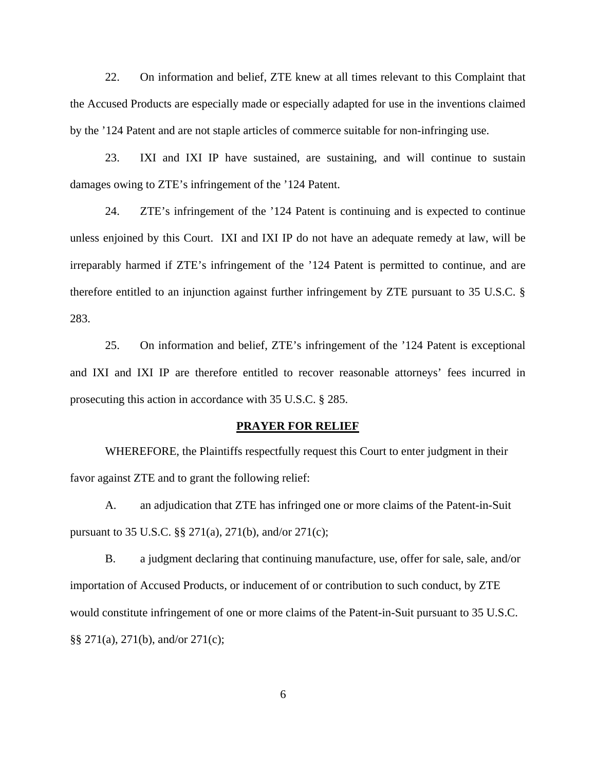22. On information and belief, ZTE knew at all times relevant to this Complaint that the Accused Products are especially made or especially adapted for use in the inventions claimed by the ’124 Patent and are not staple articles of commerce suitable for non-infringing use.

23. IXI and IXI IP have sustained, are sustaining, and will continue to sustain damages owing to ZTE’s infringement of the ’124 Patent.

24. ZTE’s infringement of the ’124 Patent is continuing and is expected to continue unless enjoined by this Court. IXI and IXI IP do not have an adequate remedy at law, will be irreparably harmed if ZTE’s infringement of the ’124 Patent is permitted to continue, and are therefore entitled to an injunction against further infringement by ZTE pursuant to 35 U.S.C. § 283.

25. On information and belief, ZTE’s infringement of the ’124 Patent is exceptional and IXI and IXI IP are therefore entitled to recover reasonable attorneys’ fees incurred in prosecuting this action in accordance with 35 U.S.C. § 285.

## PRAYER FOR RELIEF

WHEREFORE, the Plaintiffs respectfully request this Court to enter judgment in their favor against ZTE and to grant the following relief:

A. an adjudication that ZTE has infringed one or more claims of the Patent-in-Suit pursuant to 35 U.S.C. §§ 271(a), 271(b), and/or 271(c);

B. a judgment declaring that continuing manufacture, use, offer for sale, sale, and/or importation of Accused Products, or inducement of or contribution to such conduct, by ZTE would constitute infringement of one or more claims of the Patent-in-Suit pursuant to 35 U.S.C. §§ 271(a), 271(b), and/or 271(c);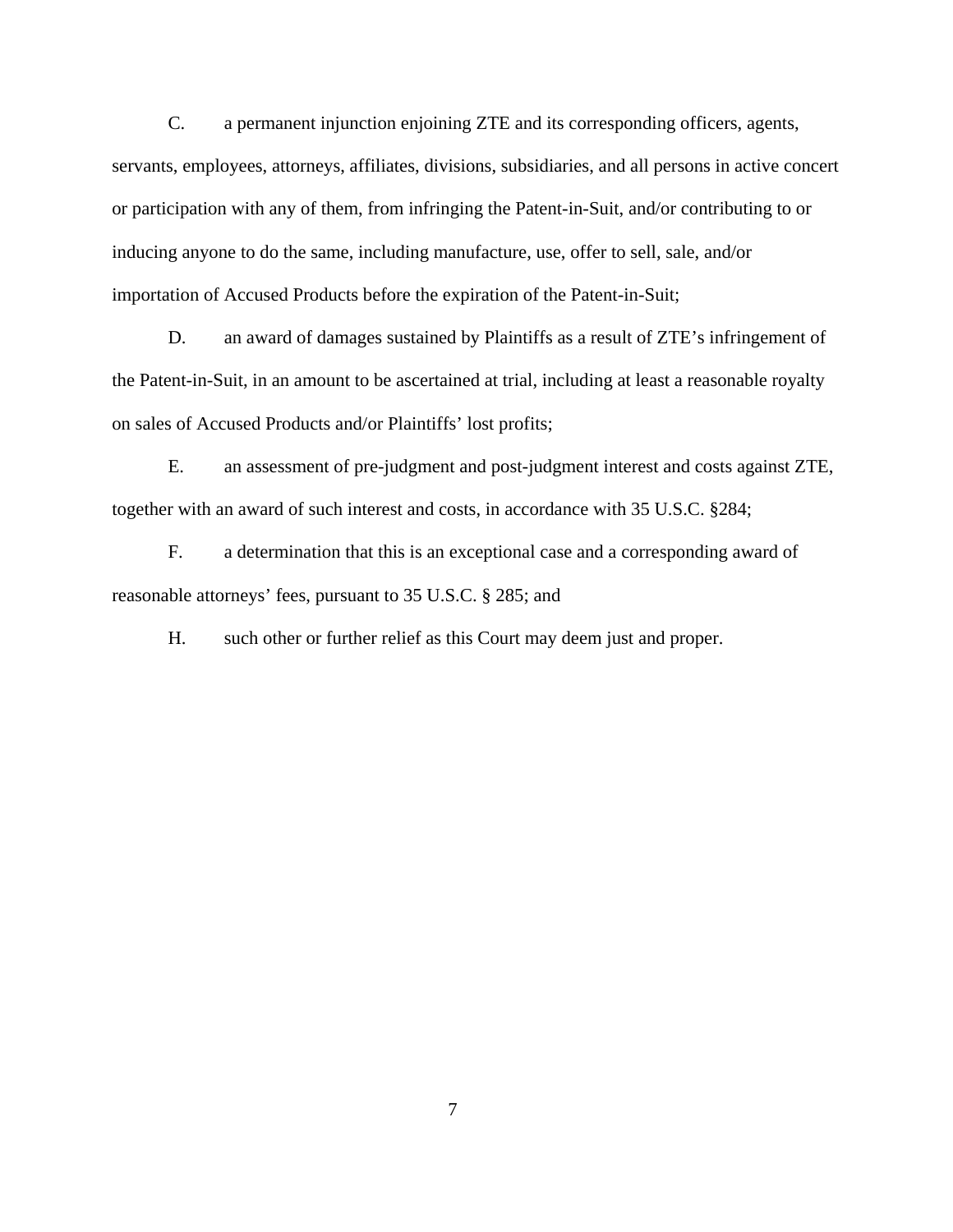C. a permanent injunction enjoining ZTE and its corresponding officers, agents, servants, employees, attorneys, affiliates, divisions, subsidiaries, and all persons in active concert or participation with any of them, from infringing the Patent-in-Suit, and/or contributing to or inducing anyone to do the same, including manufacture, use, offer to sell, sale, and/or importation of Accused Products before the expiration of the Patent-in-Suit;

D. an award of damages sustained by Plaintiffs as a result of ZTE's infringement of the Patent-in-Suit, in an amount to be ascertained at trial, including at least a reasonable royalty on sales of Accused Products and/or Plaintiffs' lost profits;

E. an assessment of pre-judgment and post-judgment interest and costs against ZTE, together with an award of such interest and costs, in accordance with 35 U.S.C. §284;

F. a determination that this is an exceptional case and a corresponding award of reasonable attorneys' fees, pursuant to 35 U.S.C. § 285; and

H. such other or further relief as this Court may deem just and proper.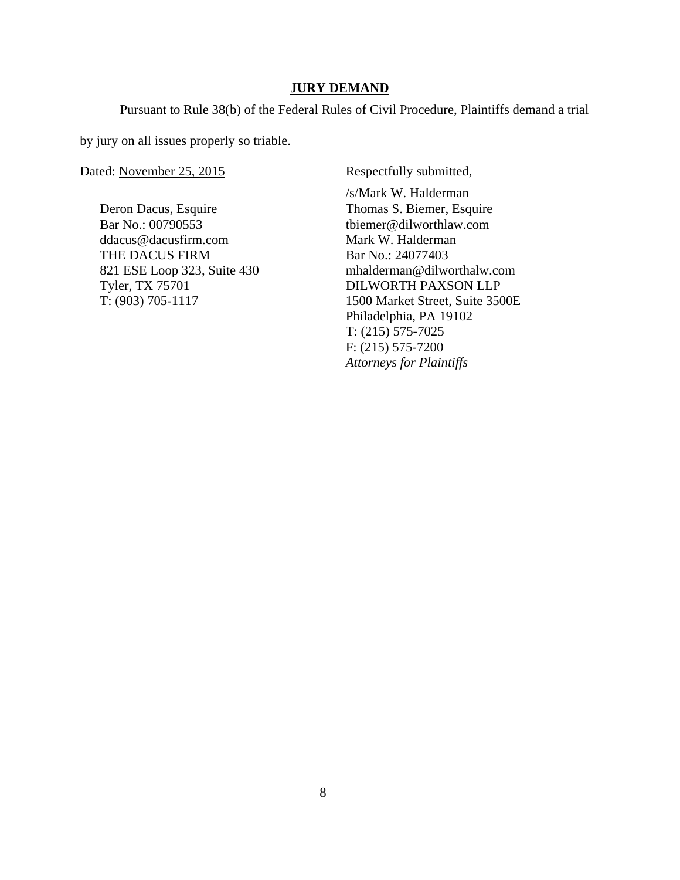## **JURY DEMAND**

Pursuant to Rule 38(b) of the Federal Rules of Civil Procedure, Plaintiffs demand a trial by jury on all issues properly so triable.

Dated: November 25, 2015

Respectfully submitted,

/s/Mark W. Halderman
Thomas S. Biemer, Esquire
tbiemer@dilworthlaw.com
Mark W. Halderman
Bar No.: 24077403
mhalderman@dilworthalw.com
DILWORTH PAXSON LLP
1500 Market Street, Suite 3500E
Philadelphia, PA 19102
T: (215) 575-7025
F: (215) 575-7200
*Attorneys for Plaintiffs*

Deron Dacus, Esquire
Bar No.: 00790553
ddacus@dacusfirm.com
THE DACUS FIRM
821 ESE Loop 323, Suite 430
Tyler, TX 75701
T: (903) 705-1117